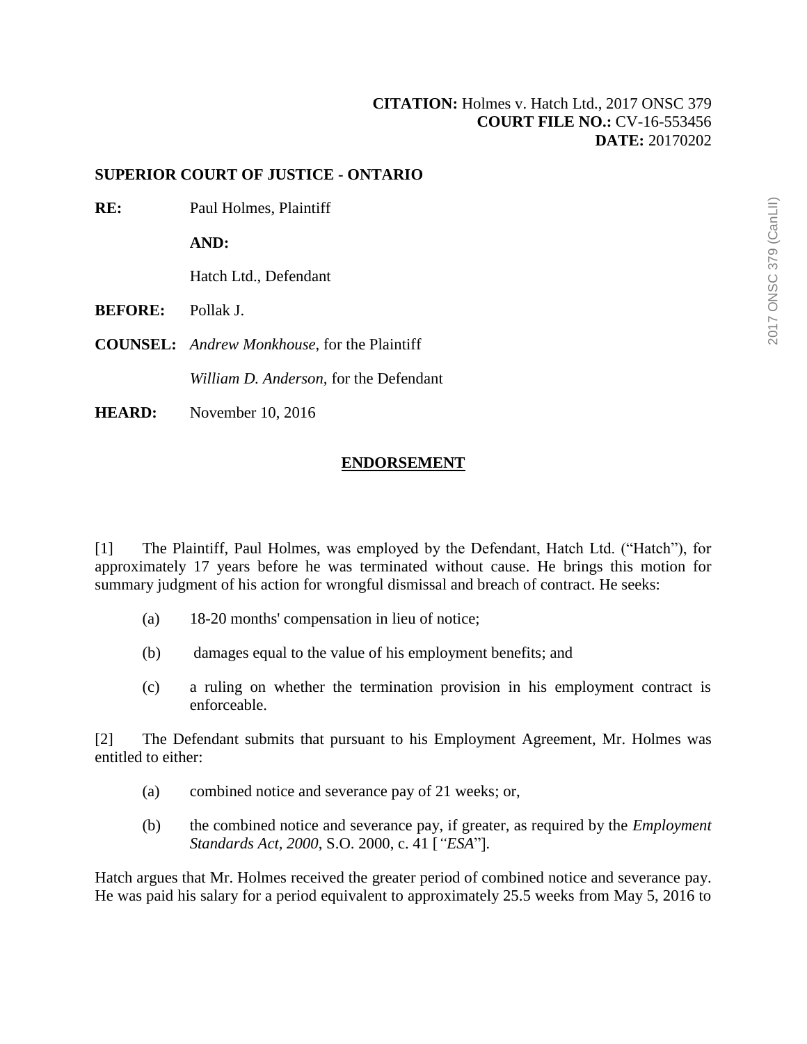**CITATION:** Holmes v. Hatch Ltd., 2017 ONSC 379
**COURT FILE NO.:** CV-16-553456
**DATE:** 20170202

**SUPERIOR COURT OF JUSTICE - ONTARIO**

**RE:** Paul Holmes, Plaintiff

**AND:**

Hatch Ltd., Defendant

**BEFORE:** Pollak J.

**COUNSEL:** *Andrew Monkhouse*, for the Plaintiff

*William D. Anderson*, for the Defendant

**HEARD:** November 10, 2016

## ENDORSEMENT

[1] The Plaintiff, Paul Holmes, was employed by the Defendant, Hatch Ltd. ("Hatch"), for approximately 17 years before he was terminated without cause. He brings this motion for summary judgment of his action for wrongful dismissal and breach of contract. He seeks:

(a) 18-20 months' compensation in lieu of notice;

(b) damages equal to the value of his employment benefits; and

(c) a ruling on whether the termination provision in his employment contract is enforceable.

[2] The Defendant submits that pursuant to his Employment Agreement, Mr. Holmes was entitled to either:

(a) combined notice and severance pay of 21 weeks; or,

(b) the combined notice and severance pay, if greater, as required by the *Employment Standards Act, 2000*, S.O. 2000, c. 41 [*"ESA*"].

Hatch argues that Mr. Holmes received the greater period of combined notice and severance pay. He was paid his salary for a period equivalent to approximately 25.5 weeks from May 5, 2016 to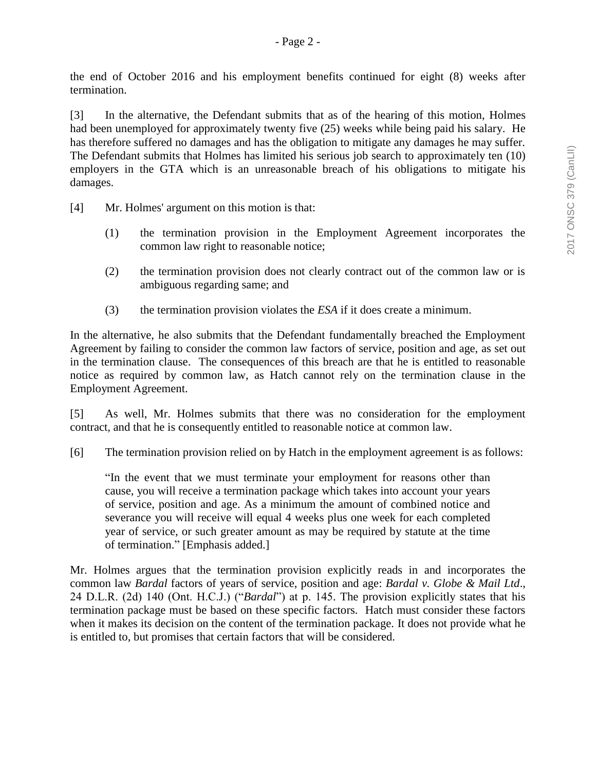the end of October 2016 and his employment benefits continued for eight (8) weeks after termination.

[3] In the alternative, the Defendant submits that as of the hearing of this motion, Holmes had been unemployed for approximately twenty five (25) weeks while being paid his salary. He has therefore suffered no damages and has the obligation to mitigate any damages he may suffer. The Defendant submits that Holmes has limited his serious job search to approximately ten (10) employers in the GTA which is an unreasonable breach of his obligations to mitigate his damages.

[4] Mr. Holmes' argument on this motion is that:

(1) the termination provision in the Employment Agreement incorporates the common law right to reasonable notice;

(2) the termination provision does not clearly contract out of the common law or is ambiguous regarding same; and

(3) the termination provision violates the *ESA* if it does create a minimum.

In the alternative, he also submits that the Defendant fundamentally breached the Employment Agreement by failing to consider the common law factors of service, position and age, as set out in the termination clause. The consequences of this breach are that he is entitled to reasonable notice as required by common law, as Hatch cannot rely on the termination clause in the Employment Agreement.

[5] As well, Mr. Holmes submits that there was no consideration for the employment contract, and that he is consequently entitled to reasonable notice at common law.

[6] The termination provision relied on by Hatch in the employment agreement is as follows:

> "In the event that we must terminate your employment for reasons other than cause, you will receive a termination package which takes into account your years of service, position and age. As a minimum the amount of combined notice and severance you will receive will equal 4 weeks plus one week for each completed year of service, or such greater amount as may be required by statute at the time of termination." [Emphasis added.]

Mr. Holmes argues that the termination provision explicitly reads in and incorporates the common law *Bardal* factors of years of service, position and age: *Bardal v. Globe & Mail Ltd*., 24 D.L.R. (2d) 140 (Ont. H.C.J.) ("*Bardal*") at p. 145. The provision explicitly states that his termination package must be based on these specific factors. Hatch must consider these factors when it makes its decision on the content of the termination package. It does not provide what he is entitled to, but promises that certain factors that will be considered.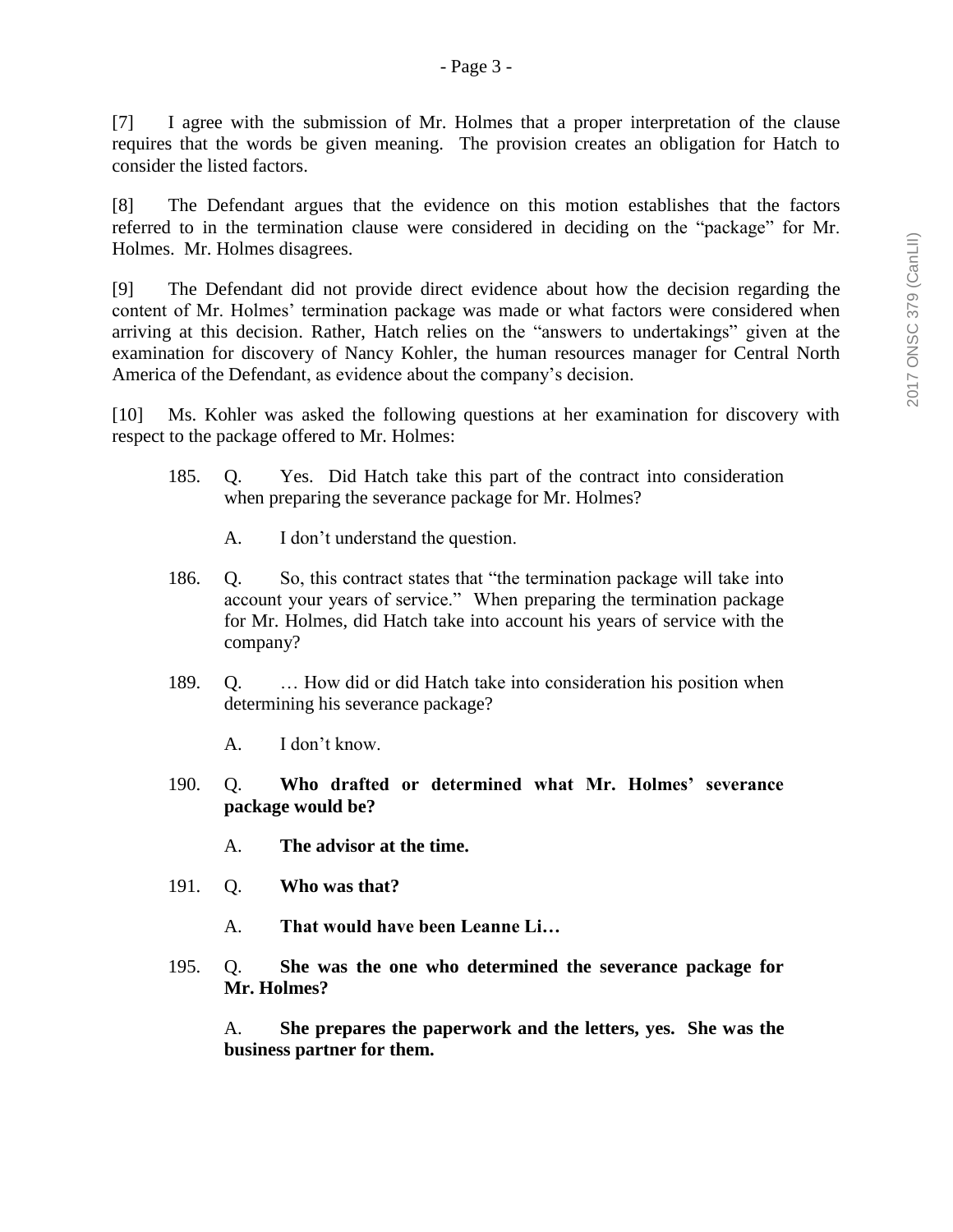[7] I agree with the submission of Mr. Holmes that a proper interpretation of the clause requires that the words be given meaning. The provision creates an obligation for Hatch to consider the listed factors.

[8] The Defendant argues that the evidence on this motion establishes that the factors referred to in the termination clause were considered in deciding on the "package" for Mr. Holmes. Mr. Holmes disagrees.

[9] The Defendant did not provide direct evidence about how the decision regarding the content of Mr. Holmes' termination package was made or what factors were considered when arriving at this decision. Rather, Hatch relies on the "answers to undertakings" given at the examination for discovery of Nancy Kohler, the human resources manager for Central North America of the Defendant, as evidence about the company's decision.

[10] Ms. Kohler was asked the following questions at her examination for discovery with respect to the package offered to Mr. Holmes:

> 185. Q. Yes. Did Hatch take this part of the contract into consideration when preparing the severance package for Mr. Holmes?
>
> A. I don't understand the question.
>
> 186. Q. So, this contract states that "the termination package will take into account your years of service." When preparing the termination package for Mr. Holmes, did Hatch take into account his years of service with the company?
>
> 189. Q. … How did or did Hatch take into consideration his position when determining his severance package?
>
> A. I don't know.
>
> 190. Q. **Who drafted or determined what Mr. Holmes' severance package would be?**
>
> A. **The advisor at the time.**
>
> 191. Q. **Who was that?**
>
> A. **That would have been Leanne Li…**
>
> 195. Q. **She was the one who determined the severance package for Mr. Holmes?**
>
> A. **She prepares the paperwork and the letters, yes. She was the business partner for them.**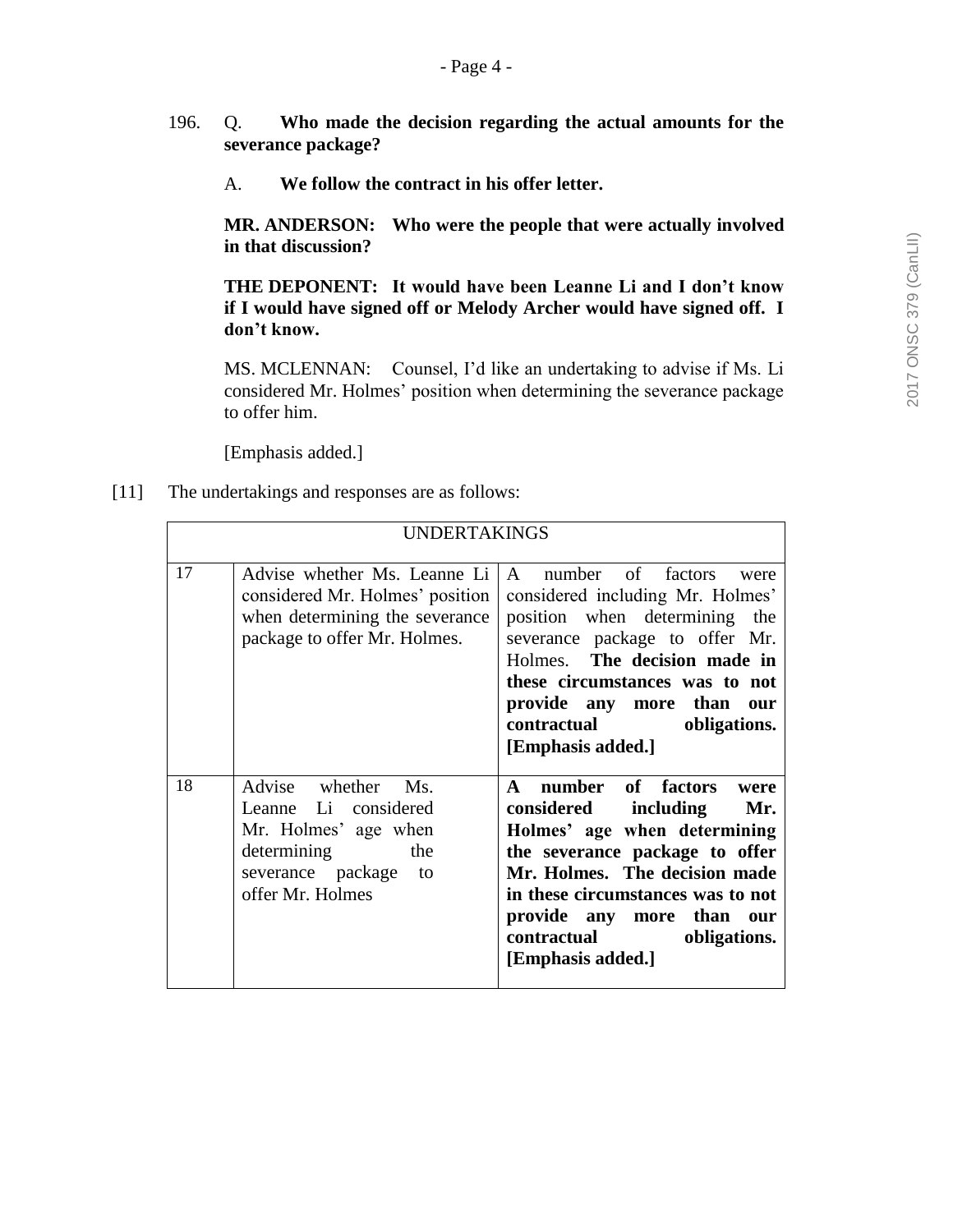196. Q. **Who made the decision regarding the actual amounts for the severance package?**

A. **We follow the contract in his offer letter.**

**MR. ANDERSON: Who were the people that were actually involved in that discussion?**

**THE DEPONENT: It would have been Leanne Li and I don't know if I would have signed off or Melody Archer would have signed off. I don't know.**

MS. MCLENNAN: Counsel, I'd like an undertaking to advise if Ms. Li considered Mr. Holmes' position when determining the severance package to offer him.

[Emphasis added.]

[11] The undertakings and responses are as follows:

| UNDERTAKINGS | | |
|---|---|---|
| 17 | Advise whether Ms. Leanne Li considered Mr. Holmes' position when determining the severance package to offer Mr. Holmes. | A number of factors were considered including Mr. Holmes' position when determining the severance package to offer Mr. Holmes. **The decision made in these circumstances was to not provide any more than our contractual obligations. [Emphasis added.]** |
| 18 | Advise whether Ms. Leanne Li considered Mr. Holmes' age when determining the severance package to offer Mr. Holmes | **A number of factors were considered including Mr. Holmes' age when determining the severance package to offer Mr. Holmes. The decision made in these circumstances was to not provide any more than our contractual obligations. [Emphasis added.]** |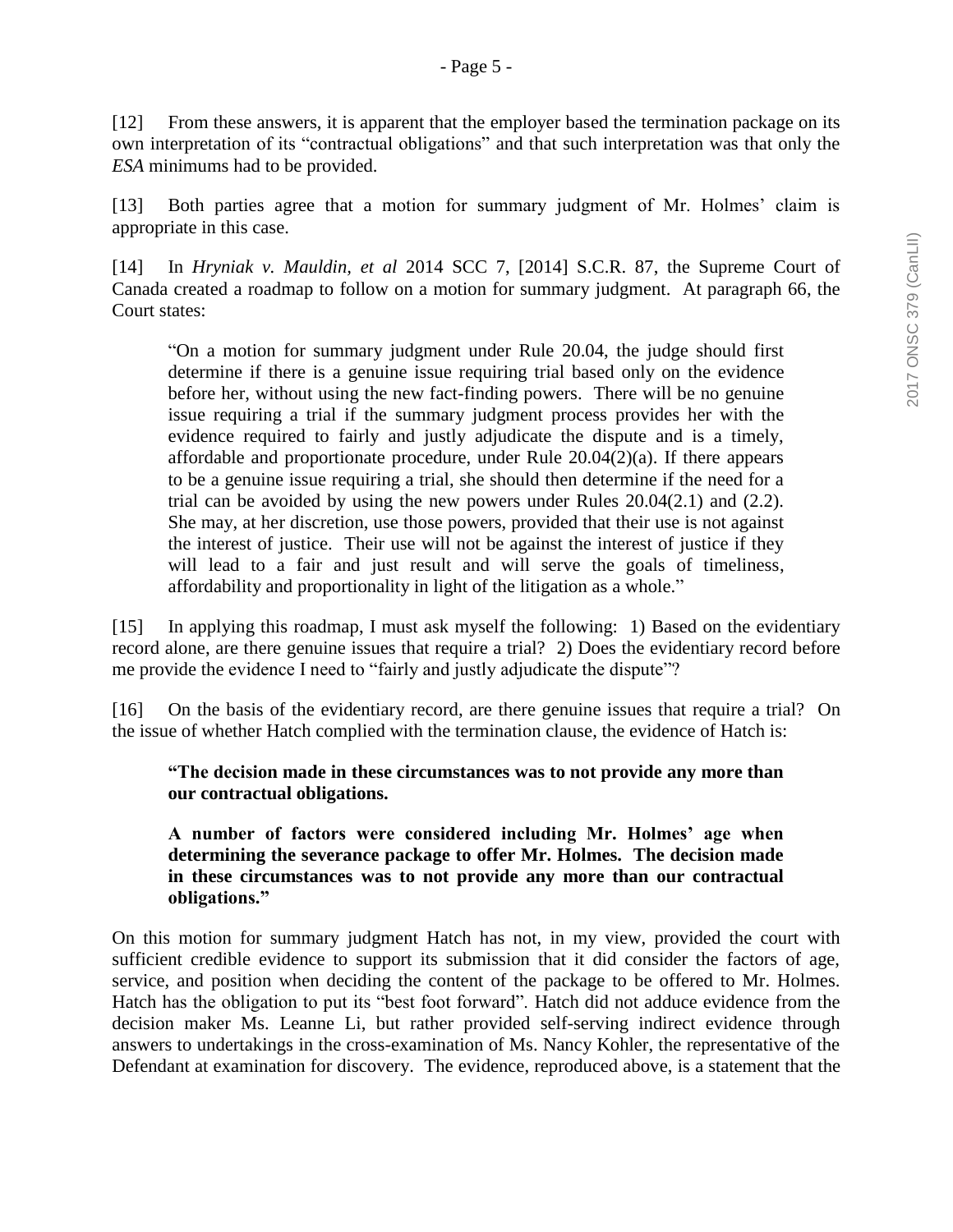[12] From these answers, it is apparent that the employer based the termination package on its own interpretation of its "contractual obligations" and that such interpretation was that only the *ESA* minimums had to be provided.

[13] Both parties agree that a motion for summary judgment of Mr. Holmes' claim is appropriate in this case.

[14] In *Hryniak v. Mauldin, et al* 2014 SCC 7, [2014] S.C.R. 87, the Supreme Court of Canada created a roadmap to follow on a motion for summary judgment. At paragraph 66, the Court states:

> "On a motion for summary judgment under Rule 20.04, the judge should first determine if there is a genuine issue requiring trial based only on the evidence before her, without using the new fact-finding powers. There will be no genuine issue requiring a trial if the summary judgment process provides her with the evidence required to fairly and justly adjudicate the dispute and is a timely, affordable and proportionate procedure, under Rule 20.04(2)(a). If there appears to be a genuine issue requiring a trial, she should then determine if the need for a trial can be avoided by using the new powers under Rules 20.04(2.1) and (2.2). She may, at her discretion, use those powers, provided that their use is not against the interest of justice. Their use will not be against the interest of justice if they will lead to a fair and just result and will serve the goals of timeliness, affordability and proportionality in light of the litigation as a whole."

[15] In applying this roadmap, I must ask myself the following: 1) Based on the evidentiary record alone, are there genuine issues that require a trial? 2) Does the evidentiary record before me provide the evidence I need to "fairly and justly adjudicate the dispute"?

[16] On the basis of the evidentiary record, are there genuine issues that require a trial? On the issue of whether Hatch complied with the termination clause, the evidence of Hatch is:

> **"The decision made in these circumstances was to not provide any more than our contractual obligations.**
>
> **A number of factors were considered including Mr. Holmes' age when determining the severance package to offer Mr. Holmes. The decision made in these circumstances was to not provide any more than our contractual obligations."**

On this motion for summary judgment Hatch has not, in my view, provided the court with sufficient credible evidence to support its submission that it did consider the factors of age, service, and position when deciding the content of the package to be offered to Mr. Holmes. Hatch has the obligation to put its "best foot forward". Hatch did not adduce evidence from the decision maker Ms. Leanne Li, but rather provided self-serving indirect evidence through answers to undertakings in the cross-examination of Ms. Nancy Kohler, the representative of the Defendant at examination for discovery. The evidence, reproduced above, is a statement that the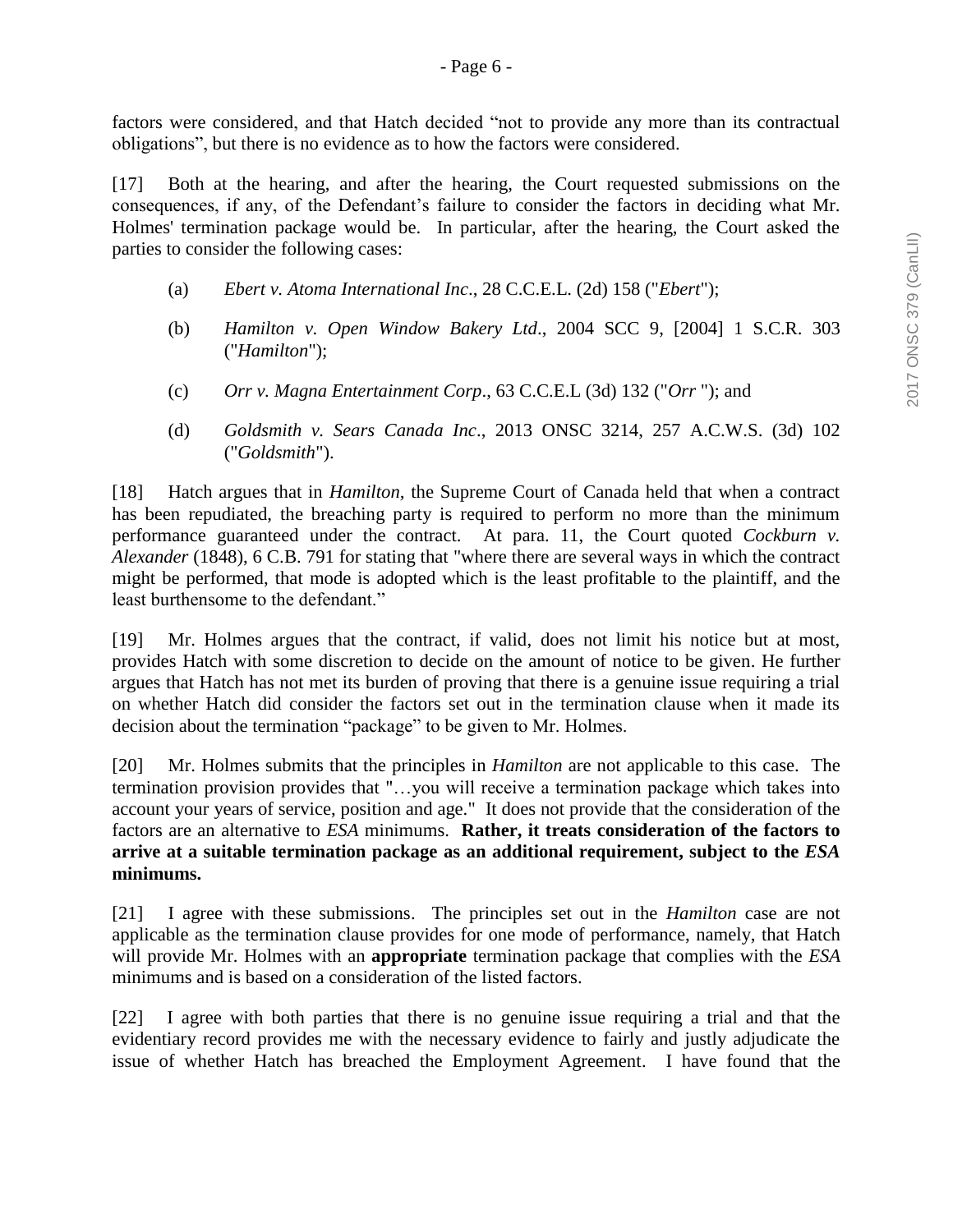factors were considered, and that Hatch decided "not to provide any more than its contractual obligations", but there is no evidence as to how the factors were considered.

[17] Both at the hearing, and after the hearing, the Court requested submissions on the consequences, if any, of the Defendant's failure to consider the factors in deciding what Mr. Holmes' termination package would be. In particular, after the hearing, the Court asked the parties to consider the following cases:

(a) *Ebert v. Atoma International Inc*., 28 C.C.E.L. (2d) 158 ("*Ebert*");

(b) *Hamilton v. Open Window Bakery Ltd*., 2004 SCC 9, [2004] 1 S.C.R. 303 ("*Hamilton*");

(c) *Orr v. Magna Entertainment Corp*., 63 C.C.E.L (3d) 132 ("*Orr* "); and

(d) *Goldsmith v. Sears Canada Inc*., 2013 ONSC 3214, 257 A.C.W.S. (3d) 102 ("*Goldsmith*").

[18] Hatch argues that in *Hamilton,* the Supreme Court of Canada held that when a contract has been repudiated, the breaching party is required to perform no more than the minimum performance guaranteed under the contract. At para. 11, the Court quoted *Cockburn v. Alexander* (1848), 6 C.B. 791 for stating that "where there are several ways in which the contract might be performed, that mode is adopted which is the least profitable to the plaintiff, and the least burthensome to the defendant."

[19] Mr. Holmes argues that the contract, if valid, does not limit his notice but at most, provides Hatch with some discretion to decide on the amount of notice to be given. He further argues that Hatch has not met its burden of proving that there is a genuine issue requiring a trial on whether Hatch did consider the factors set out in the termination clause when it made its decision about the termination "package" to be given to Mr. Holmes.

[20] Mr. Holmes submits that the principles in *Hamilton* are not applicable to this case. The termination provision provides that "…you will receive a termination package which takes into account your years of service, position and age." It does not provide that the consideration of the factors are an alternative to *ESA* minimums. **Rather, it treats consideration of the factors to arrive at a suitable termination package as an additional requirement, subject to the *ESA* minimums.**

[21] I agree with these submissions. The principles set out in the *Hamilton* case are not applicable as the termination clause provides for one mode of performance, namely, that Hatch will provide Mr. Holmes with an **appropriate** termination package that complies with the *ESA* minimums and is based on a consideration of the listed factors.

[22] I agree with both parties that there is no genuine issue requiring a trial and that the evidentiary record provides me with the necessary evidence to fairly and justly adjudicate the issue of whether Hatch has breached the Employment Agreement. I have found that the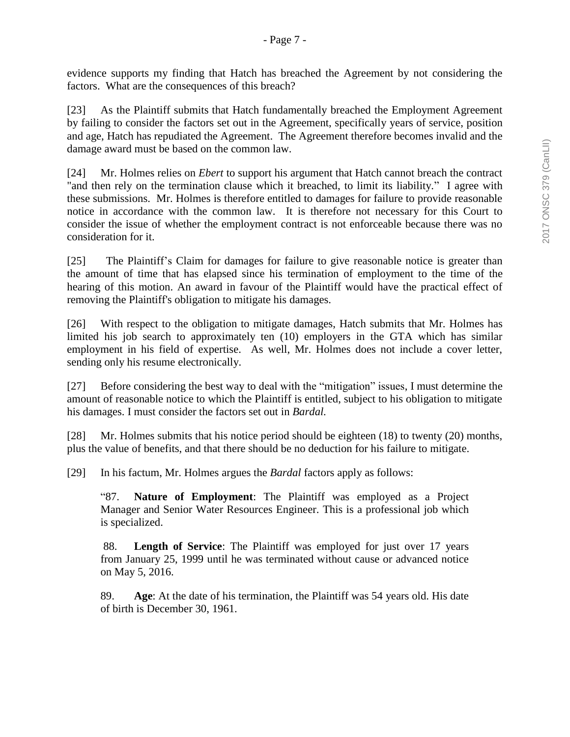evidence supports my finding that Hatch has breached the Agreement by not considering the factors. What are the consequences of this breach?

[23] As the Plaintiff submits that Hatch fundamentally breached the Employment Agreement by failing to consider the factors set out in the Agreement, specifically years of service, position and age, Hatch has repudiated the Agreement. The Agreement therefore becomes invalid and the damage award must be based on the common law.

[24] Mr. Holmes relies on *Ebert* to support his argument that Hatch cannot breach the contract "and then rely on the termination clause which it breached, to limit its liability." I agree with these submissions. Mr. Holmes is therefore entitled to damages for failure to provide reasonable notice in accordance with the common law. It is therefore not necessary for this Court to consider the issue of whether the employment contract is not enforceable because there was no consideration for it.

[25] The Plaintiff's Claim for damages for failure to give reasonable notice is greater than the amount of time that has elapsed since his termination of employment to the time of the hearing of this motion. An award in favour of the Plaintiff would have the practical effect of removing the Plaintiff's obligation to mitigate his damages.

[26] With respect to the obligation to mitigate damages, Hatch submits that Mr. Holmes has limited his job search to approximately ten (10) employers in the GTA which has similar employment in his field of expertise. As well, Mr. Holmes does not include a cover letter, sending only his resume electronically.

[27] Before considering the best way to deal with the "mitigation" issues, I must determine the amount of reasonable notice to which the Plaintiff is entitled, subject to his obligation to mitigate his damages. I must consider the factors set out in *Bardal.*

[28] Mr. Holmes submits that his notice period should be eighteen (18) to twenty (20) months, plus the value of benefits, and that there should be no deduction for his failure to mitigate.

[29] In his factum, Mr. Holmes argues the *Bardal* factors apply as follows:

> "87. **Nature of Employment**: The Plaintiff was employed as a Project Manager and Senior Water Resources Engineer. This is a professional job which is specialized.
>
> 88. **Length of Service**: The Plaintiff was employed for just over 17 years from January 25, 1999 until he was terminated without cause or advanced notice on May 5, 2016.
>
> 89. **Age**: At the date of his termination, the Plaintiff was 54 years old. His date of birth is December 30, 1961.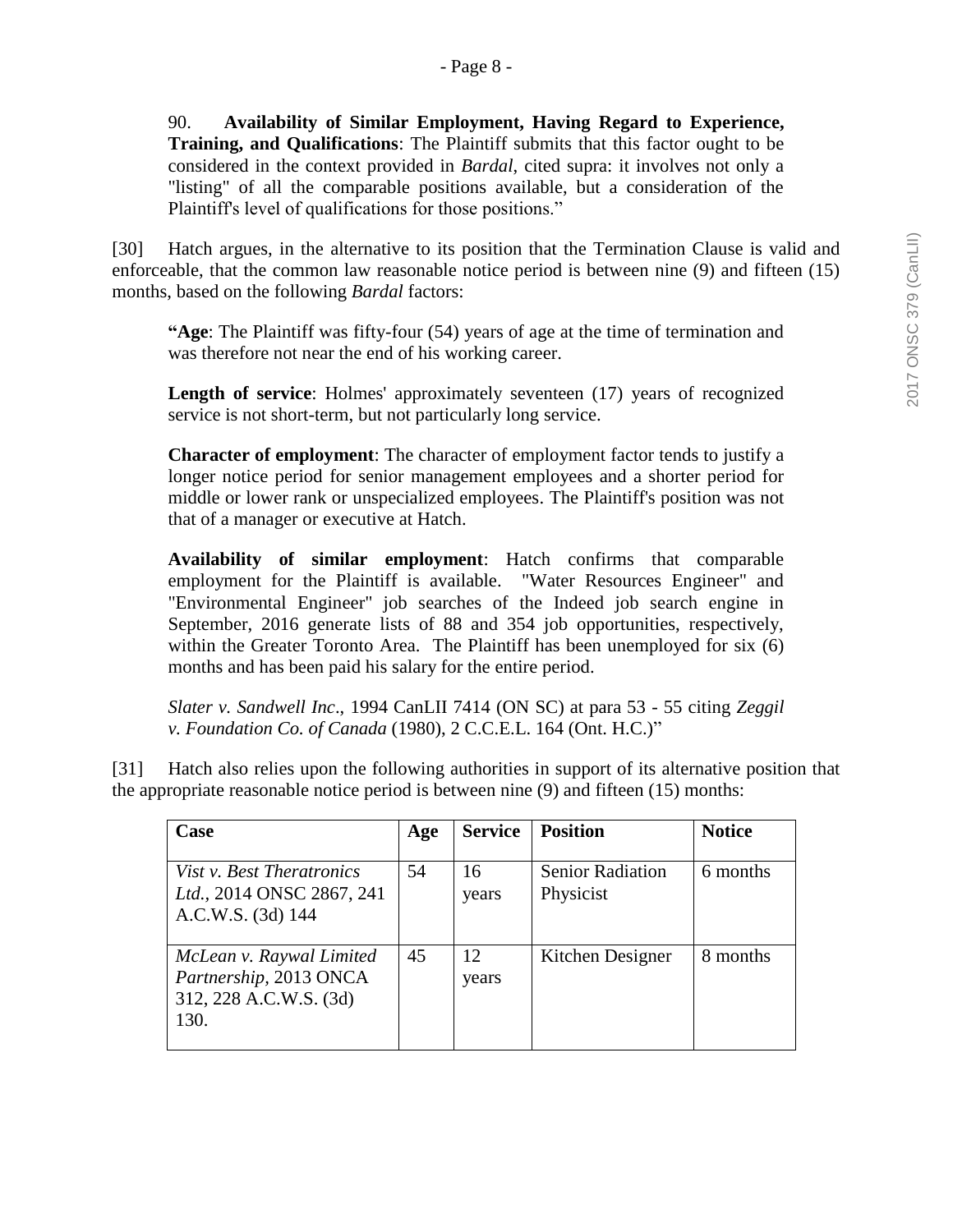90. **Availability of Similar Employment, Having Regard to Experience, Training, and Qualifications**: The Plaintiff submits that this factor ought to be considered in the context provided in *Bardal*, cited supra: it involves not only a "listing" of all the comparable positions available, but a consideration of the Plaintiff's level of qualifications for those positions."

[30] Hatch argues, in the alternative to its position that the Termination Clause is valid and enforceable, that the common law reasonable notice period is between nine (9) and fifteen (15) months, based on the following *Bardal* factors:

> "**Age**: The Plaintiff was fifty-four (54) years of age at the time of termination and was therefore not near the end of his working career.
>
> **Length of service**: Holmes' approximately seventeen (17) years of recognized service is not short-term, but not particularly long service.
>
> **Character of employment**: The character of employment factor tends to justify a longer notice period for senior management employees and a shorter period for middle or lower rank or unspecialized employees. The Plaintiff's position was not that of a manager or executive at Hatch.
>
> **Availability of similar employment**: Hatch confirms that comparable employment for the Plaintiff is available. "Water Resources Engineer" and "Environmental Engineer" job searches of the Indeed job search engine in September, 2016 generate lists of 88 and 354 job opportunities, respectively, within the Greater Toronto Area. The Plaintiff has been unemployed for six (6) months and has been paid his salary for the entire period.
>
> *Slater v. Sandwell Inc*., 1994 CanLII 7414 (ON SC) at para 53 - 55 citing *Zeggil v. Foundation Co. of Canada* (1980), 2 C.C.E.L. 164 (Ont. H.C.)"

[31] Hatch also relies upon the following authorities in support of its alternative position that the appropriate reasonable notice period is between nine (9) and fifteen (15) months:

| Case | Age | Service | Position | Notice |
|---|---|---|---|---|
| *Vist v. Best Theratronics Ltd.*, 2014 ONSC 2867, 241 A.C.W.S. (3d) 144 | 54 | 16 years | Senior Radiation Physicist | 6 months |
| *McLean v. Raywal Limited Partnership*, 2013 ONCA 312, 228 A.C.W.S. (3d) 130. | 45 | 12 years | Kitchen Designer | 8 months |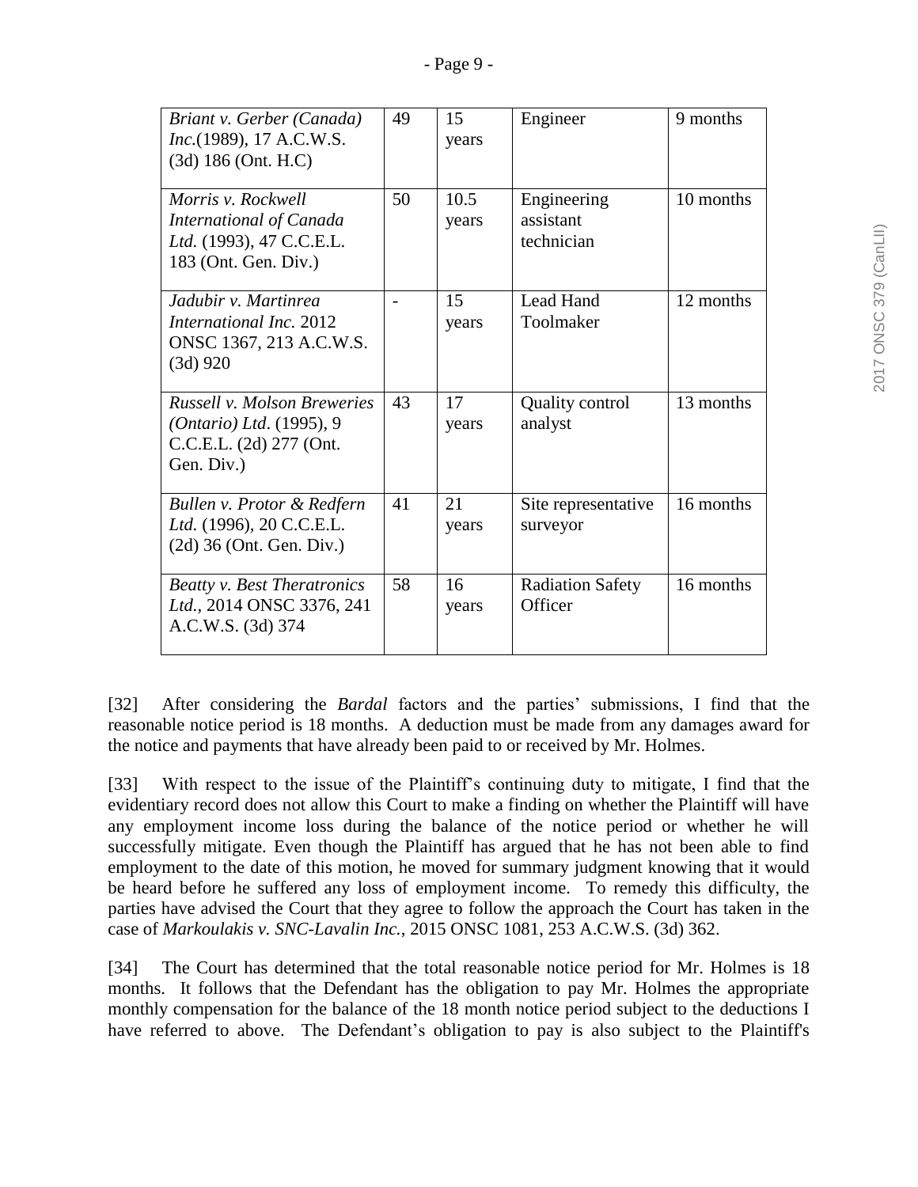| *Briant v. Gerber (Canada) Inc.*(1989), 17 A.C.W.S. (3d) 186 (Ont. H.C) | 49 | 15 years | Engineer | 9 months |
|---|---|---|---|---|
| *Morris v. Rockwell International of Canada Ltd.* (1993), 47 C.C.E.L. 183 (Ont. Gen. Div.) | 50 | 10.5 years | Engineering assistant technician | 10 months |
| *Jadubir v. Martinrea International Inc.* 2012 ONSC 1367, 213 A.C.W.S. (3d) 920 | - | 15 years | Lead Hand Toolmaker | 12 months |
| *Russell v. Molson Breweries (Ontario) Ltd*. (1995), 9 C.C.E.L. (2d) 277 (Ont. Gen. Div.) | 43 | 17 years | Quality control analyst | 13 months |
| *Bullen v. Protor & Redfern Ltd.* (1996), 20 C.C.E.L. (2d) 36 (Ont. Gen. Div.) | 41 | 21 years | Site representative surveyor | 16 months |
| *Beatty v. Best Theratronics Ltd.*, 2014 ONSC 3376, 241 A.C.W.S. (3d) 374 | 58 | 16 years | Radiation Safety Officer | 16 months |

[32] After considering the *Bardal* factors and the parties' submissions, I find that the reasonable notice period is 18 months. A deduction must be made from any damages award for the notice and payments that have already been paid to or received by Mr. Holmes.

[33] With respect to the issue of the Plaintiff's continuing duty to mitigate, I find that the evidentiary record does not allow this Court to make a finding on whether the Plaintiff will have any employment income loss during the balance of the notice period or whether he will successfully mitigate. Even though the Plaintiff has argued that he has not been able to find employment to the date of this motion, he moved for summary judgment knowing that it would be heard before he suffered any loss of employment income. To remedy this difficulty, the parties have advised the Court that they agree to follow the approach the Court has taken in the case of *Markoulakis v. SNC-Lavalin Inc.*, 2015 ONSC 1081, 253 A.C.W.S. (3d) 362.

[34] The Court has determined that the total reasonable notice period for Mr. Holmes is 18 months. It follows that the Defendant has the obligation to pay Mr. Holmes the appropriate monthly compensation for the balance of the 18 month notice period subject to the deductions I have referred to above. The Defendant's obligation to pay is also subject to the Plaintiff's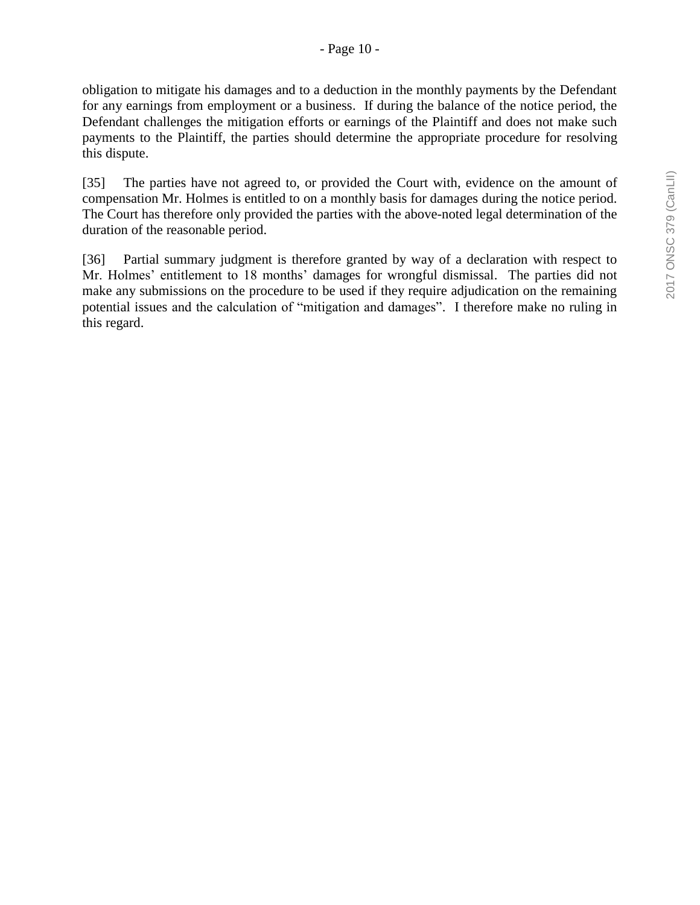obligation to mitigate his damages and to a deduction in the monthly payments by the Defendant for any earnings from employment or a business. If during the balance of the notice period, the Defendant challenges the mitigation efforts or earnings of the Plaintiff and does not make such payments to the Plaintiff, the parties should determine the appropriate procedure for resolving this dispute.

[35] The parties have not agreed to, or provided the Court with, evidence on the amount of compensation Mr. Holmes is entitled to on a monthly basis for damages during the notice period. The Court has therefore only provided the parties with the above-noted legal determination of the duration of the reasonable period.

[36] Partial summary judgment is therefore granted by way of a declaration with respect to Mr. Holmes' entitlement to 18 months' damages for wrongful dismissal. The parties did not make any submissions on the procedure to be used if they require adjudication on the remaining potential issues and the calculation of "mitigation and damages". I therefore make no ruling in this regard.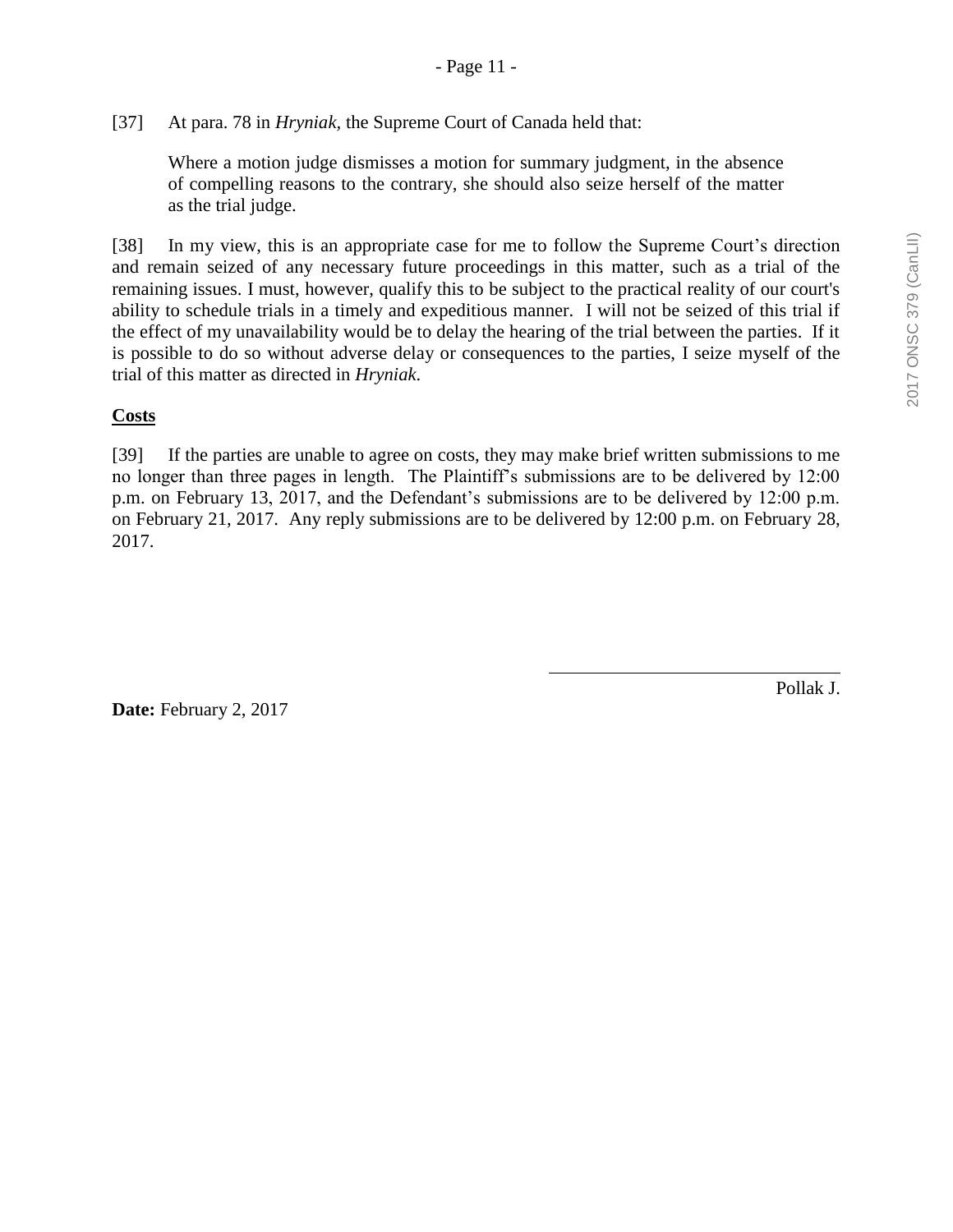[37] At para. 78 in *Hryniak*, the Supreme Court of Canada held that:

> Where a motion judge dismisses a motion for summary judgment, in the absence of compelling reasons to the contrary, she should also seize herself of the matter as the trial judge.

[38] In my view, this is an appropriate case for me to follow the Supreme Court's direction and remain seized of any necessary future proceedings in this matter, such as a trial of the remaining issues. I must, however, qualify this to be subject to the practical reality of our court's ability to schedule trials in a timely and expeditious manner. I will not be seized of this trial if the effect of my unavailability would be to delay the hearing of the trial between the parties. If it is possible to do so without adverse delay or consequences to the parties, I seize myself of the trial of this matter as directed in *Hryniak*.

**Costs**

[39] If the parties are unable to agree on costs, they may make brief written submissions to me no longer than three pages in length. The Plaintiff's submissions are to be delivered by 12:00 p.m. on February 13, 2017, and the Defendant's submissions are to be delivered by 12:00 p.m. on February 21, 2017. Any reply submissions are to be delivered by 12:00 p.m. on February 28, 2017.

Pollak J.

**Date:** February 2, 2017